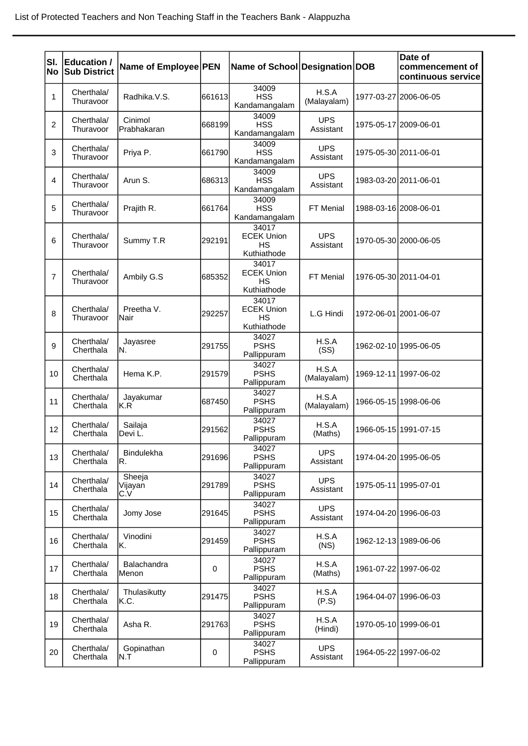List of Protected Teachers and Non Teaching Staff in the Teachers Bank - Alappuzha

| Sl. No | Education / Sub District | Name of Employee | PEN | Name of School | Designation | DOB | Date of commencement of continuous service |
|---|---|---|---|---|---|---|---|
| 1 | Cherthala/ Thuravoor | Radhika.V.S. | 661613 | 34009 HSS Kandamangalam | H.S.A (Malayalam) | 1977-03-27 | 2006-06-05 |
| 2 | Cherthala/ Thuravoor | Cinimol Prabhakaran | 668199 | 34009 HSS Kandamangalam | UPS Assistant | 1975-05-17 | 2009-06-01 |
| 3 | Cherthala/ Thuravoor | Priya P. | 661790 | 34009 HSS Kandamangalam | UPS Assistant | 1975-05-30 | 2011-06-01 |
| 4 | Cherthala/ Thuravoor | Arun S. | 686313 | 34009 HSS Kandamangalam | UPS Assistant | 1983-03-20 | 2011-06-01 |
| 5 | Cherthala/ Thuravoor | Prajith R. | 661764 | 34009 HSS Kandamangalam | FT Menial | 1988-03-16 | 2008-06-01 |
| 6 | Cherthala/ Thuravoor | Summy T.R | 292191 | 34017 ECEK Union HS Kuthiathode | UPS Assistant | 1970-05-30 | 2000-06-05 |
| 7 | Cherthala/ Thuravoor | Ambily G.S | 685352 | 34017 ECEK Union HS Kuthiathode | FT Menial | 1976-05-30 | 2011-04-01 |
| 8 | Cherthala/ Thuravoor | Preetha V. Nair | 292257 | 34017 ECEK Union HS Kuthiathode | L.G Hindi | 1972-06-01 | 2001-06-07 |
| 9 | Cherthala/ Cherthala | Jayasree N. | 291755 | 34027 PSHS Pallippuram | H.S.A (SS) | 1962-02-10 | 1995-06-05 |
| 10 | Cherthala/ Cherthala | Hema K.P. | 291579 | 34027 PSHS Pallippuram | H.S.A (Malayalam) | 1969-12-11 | 1997-06-02 |
| 11 | Cherthala/ Cherthala | Jayakumar K.R | 687450 | 34027 PSHS Pallippuram | H.S.A (Malayalam) | 1966-05-15 | 1998-06-06 |
| 12 | Cherthala/ Cherthala | Sailaja Devi L. | 291562 | 34027 PSHS Pallippuram | H.S.A (Maths) | 1966-05-15 | 1991-07-15 |
| 13 | Cherthala/ Cherthala | Bindulekha R. | 291696 | 34027 PSHS Pallippuram | UPS Assistant | 1974-04-20 | 1995-06-05 |
| 14 | Cherthala/ Cherthala | Sheeja Vijayan C.V | 291789 | 34027 PSHS Pallippuram | UPS Assistant | 1975-05-11 | 1995-07-01 |
| 15 | Cherthala/ Cherthala | Jomy Jose | 291645 | 34027 PSHS Pallippuram | UPS Assistant | 1974-04-20 | 1996-06-03 |
| 16 | Cherthala/ Cherthala | Vinodini K. | 291459 | 34027 PSHS Pallippuram | H.S.A (NS) | 1962-12-13 | 1989-06-06 |
| 17 | Cherthala/ Cherthala | Balachandra Menon | 0 | 34027 PSHS Pallippuram | H.S.A (Maths) | 1961-07-22 | 1997-06-02 |
| 18 | Cherthala/ Cherthala | Thulasikutty K.C. | 291475 | 34027 PSHS Pallippuram | H.S.A (P.S) | 1964-04-07 | 1996-06-03 |
| 19 | Cherthala/ Cherthala | Asha R. | 291763 | 34027 PSHS Pallippuram | H.S.A (Hindi) | 1970-05-10 | 1999-06-01 |
| 20 | Cherthala/ Cherthala | Gopinathan N.T | 0 | 34027 PSHS Pallippuram | UPS Assistant | 1964-05-22 | 1997-06-02 |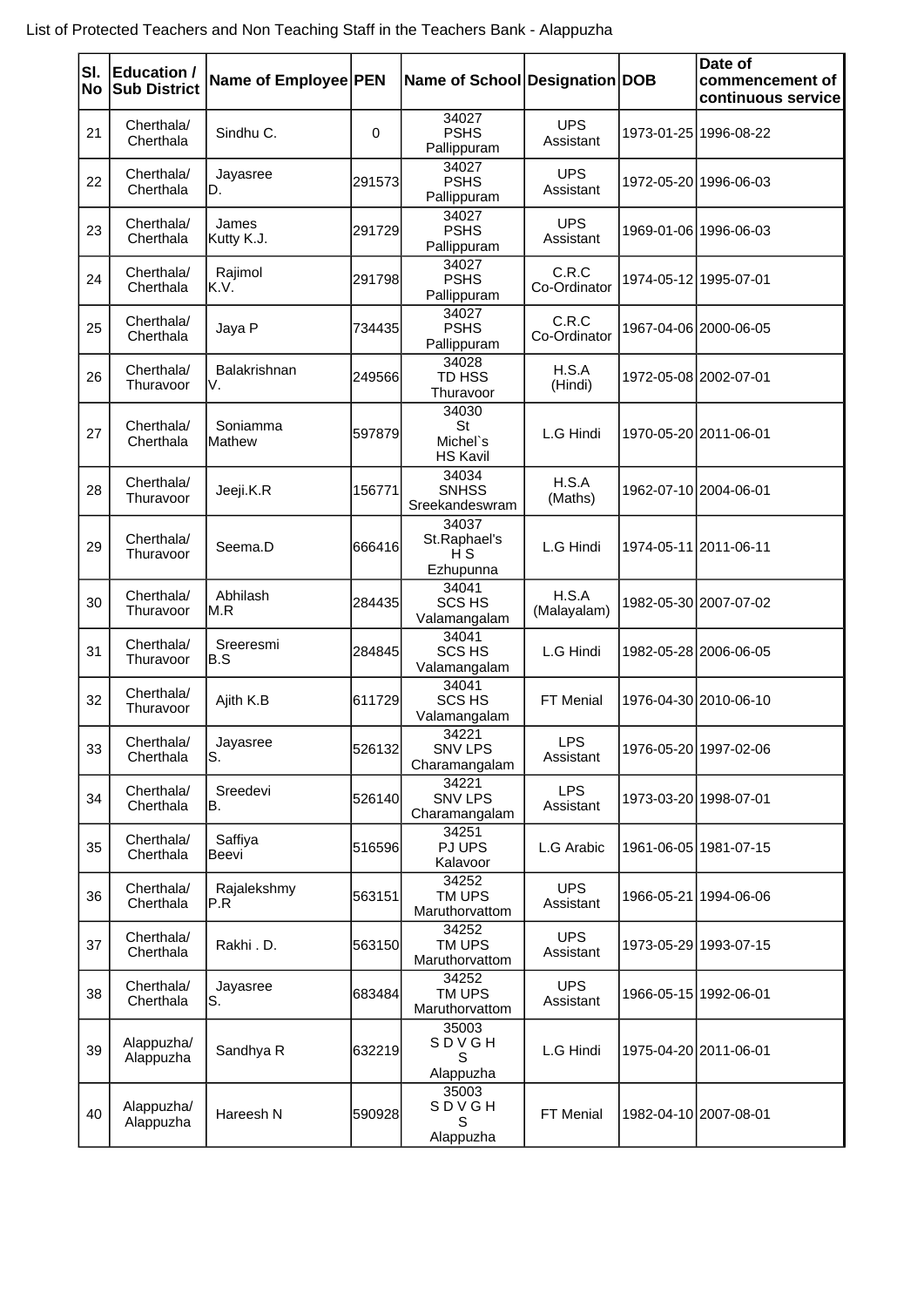List of Protected Teachers and Non Teaching Staff in the Teachers Bank - Alappuzha

| Sl. No | Education / Sub District | Name of Employee | PEN | Name of School | Designation | DOB | Date of commencement of continuous service |
|---|---|---|---|---|---|---|---|
| 21 | Cherthala/ Cherthala | Sindhu C. | 0 | 34027 PSHS Pallippuram | UPS Assistant | 1973-01-25 | 1996-08-22 |
| 22 | Cherthala/ Cherthala | Jayasree D. | 291573 | 34027 PSHS Pallippuram | UPS Assistant | 1972-05-20 | 1996-06-03 |
| 23 | Cherthala/ Cherthala | James Kutty K.J. | 291729 | 34027 PSHS Pallippuram | UPS Assistant | 1969-01-06 | 1996-06-03 |
| 24 | Cherthala/ Cherthala | Rajimol K.V. | 291798 | 34027 PSHS Pallippuram | C.R.C Co-Ordinator | 1974-05-12 | 1995-07-01 |
| 25 | Cherthala/ Cherthala | Jaya P | 734435 | 34027 PSHS Pallippuram | C.R.C Co-Ordinator | 1967-04-06 | 2000-06-05 |
| 26 | Cherthala/ Thuravoor | Balakrishnan V. | 249566 | 34028 TD HSS Thuravoor | H.S.A (Hindi) | 1972-05-08 | 2002-07-01 |
| 27 | Cherthala/ Cherthala | Soniamma Mathew | 597879 | 34030 St Michel`s HS Kavil | L.G Hindi | 1970-05-20 | 2011-06-01 |
| 28 | Cherthala/ Thuravoor | Jeeji.K.R | 156771 | 34034 SNHSS Sreekandeswram | H.S.A (Maths) | 1962-07-10 | 2004-06-01 |
| 29 | Cherthala/ Thuravoor | Seema.D | 666416 | 34037 St.Raphael's H S Ezhupunna | L.G Hindi | 1974-05-11 | 2011-06-11 |
| 30 | Cherthala/ Thuravoor | Abhilash M.R | 284435 | 34041 SCS HS Valamangalam | H.S.A (Malayalam) | 1982-05-30 | 2007-07-02 |
| 31 | Cherthala/ Thuravoor | Sreeresmi B.S | 284845 | 34041 SCS HS Valamangalam | L.G Hindi | 1982-05-28 | 2006-06-05 |
| 32 | Cherthala/ Thuravoor | Ajith K.B | 611729 | 34041 SCS HS Valamangalam | FT Menial | 1976-04-30 | 2010-06-10 |
| 33 | Cherthala/ Cherthala | Jayasree S. | 526132 | 34221 SNV LPS Charamangalam | LPS Assistant | 1976-05-20 | 1997-02-06 |
| 34 | Cherthala/ Cherthala | Sreedevi B. | 526140 | 34221 SNV LPS Charamangalam | LPS Assistant | 1973-03-20 | 1998-07-01 |
| 35 | Cherthala/ Cherthala | Saffiya Beevi | 516596 | 34251 PJ UPS Kalavoor | L.G Arabic | 1961-06-05 | 1981-07-15 |
| 36 | Cherthala/ Cherthala | Rajalekshmy P.R | 563151 | 34252 TM UPS Maruthorvattom | UPS Assistant | 1966-05-21 | 1994-06-06 |
| 37 | Cherthala/ Cherthala | Rakhi . D. | 563150 | 34252 TM UPS Maruthorvattom | UPS Assistant | 1973-05-29 | 1993-07-15 |
| 38 | Cherthala/ Cherthala | Jayasree S. | 683484 | 34252 TM UPS Maruthorvattom | UPS Assistant | 1966-05-15 | 1992-06-01 |
| 39 | Alappuzha/ Alappuzha | Sandhya R | 632219 | 35003 S D V G H S Alappuzha | L.G Hindi | 1975-04-20 | 2011-06-01 |
| 40 | Alappuzha/ Alappuzha | Hareesh N | 590928 | 35003 S D V G H S Alappuzha | FT Menial | 1982-04-10 | 2007-08-01 |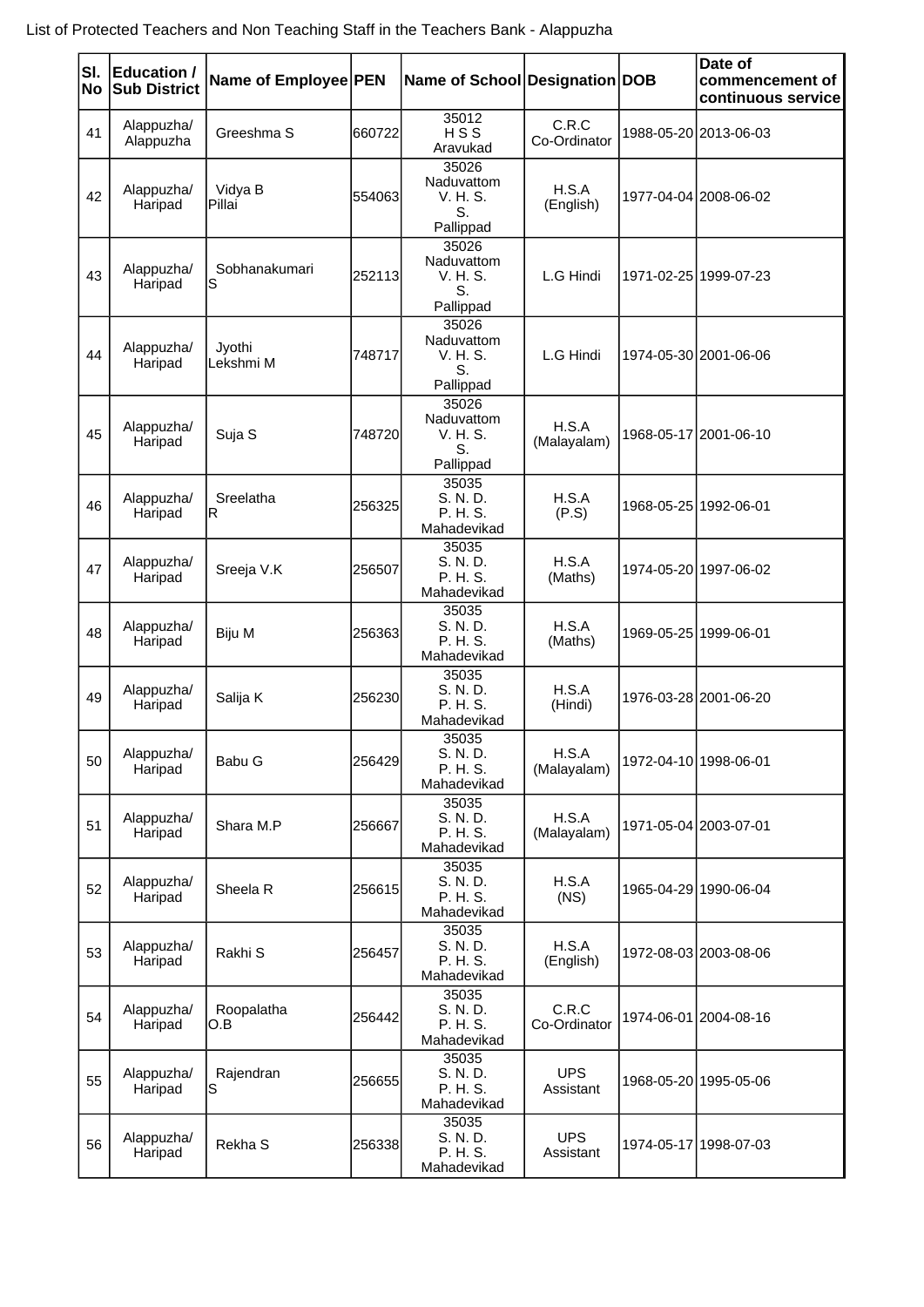List of Protected Teachers and Non Teaching Staff in the Teachers Bank - Alappuzha

| Sl. No | Education / Sub District | Name of Employee | PEN | Name of School | Designation | DOB | Date of commencement of continuous service |
|---|---|---|---|---|---|---|---|
| 41 | Alappuzha/ Alappuzha | Greeshma S | 660722 | 35012 H S S Aravukad | C.R.C Co-Ordinator | 1988-05-20 | 2013-06-03 |
| 42 | Alappuzha/ Haripad | Vidya B Pillai | 554063 | 35026 Naduvattom V. H. S. S. Pallippad | H.S.A (English) | 1977-04-04 | 2008-06-02 |
| 43 | Alappuzha/ Haripad | Sobhanakumari S | 252113 | 35026 Naduvattom V. H. S. S. Pallippad | L.G Hindi | 1971-02-25 | 1999-07-23 |
| 44 | Alappuzha/ Haripad | Jyothi Lekshmi M | 748717 | 35026 Naduvattom V. H. S. S. Pallippad | L.G Hindi | 1974-05-30 | 2001-06-06 |
| 45 | Alappuzha/ Haripad | Suja S | 748720 | 35026 Naduvattom V. H. S. S. Pallippad | H.S.A (Malayalam) | 1968-05-17 | 2001-06-10 |
| 46 | Alappuzha/ Haripad | Sreelatha R | 256325 | 35035 S. N. D. P. H. S. Mahadevikad | H.S.A (P.S) | 1968-05-25 | 1992-06-01 |
| 47 | Alappuzha/ Haripad | Sreeja V.K | 256507 | 35035 S. N. D. P. H. S. Mahadevikad | H.S.A (Maths) | 1974-05-20 | 1997-06-02 |
| 48 | Alappuzha/ Haripad | Biju M | 256363 | 35035 S. N. D. P. H. S. Mahadevikad | H.S.A (Maths) | 1969-05-25 | 1999-06-01 |
| 49 | Alappuzha/ Haripad | Salija K | 256230 | 35035 S. N. D. P. H. S. Mahadevikad | H.S.A (Hindi) | 1976-03-28 | 2001-06-20 |
| 50 | Alappuzha/ Haripad | Babu G | 256429 | 35035 S. N. D. P. H. S. Mahadevikad | H.S.A (Malayalam) | 1972-04-10 | 1998-06-01 |
| 51 | Alappuzha/ Haripad | Shara M.P | 256667 | 35035 S. N. D. P. H. S. Mahadevikad | H.S.A (Malayalam) | 1971-05-04 | 2003-07-01 |
| 52 | Alappuzha/ Haripad | Sheela R | 256615 | 35035 S. N. D. P. H. S. Mahadevikad | H.S.A (NS) | 1965-04-29 | 1990-06-04 |
| 53 | Alappuzha/ Haripad | Rakhi S | 256457 | 35035 S. N. D. P. H. S. Mahadevikad | H.S.A (English) | 1972-08-03 | 2003-08-06 |
| 54 | Alappuzha/ Haripad | Roopalatha O.B | 256442 | 35035 S. N. D. P. H. S. Mahadevikad | C.R.C Co-Ordinator | 1974-06-01 | 2004-08-16 |
| 55 | Alappuzha/ Haripad | Rajendran S | 256655 | 35035 S. N. D. P. H. S. Mahadevikad | UPS Assistant | 1968-05-20 | 1995-05-06 |
| 56 | Alappuzha/ Haripad | Rekha S | 256338 | 35035 S. N. D. P. H. S. Mahadevikad | UPS Assistant | 1974-05-17 | 1998-07-03 |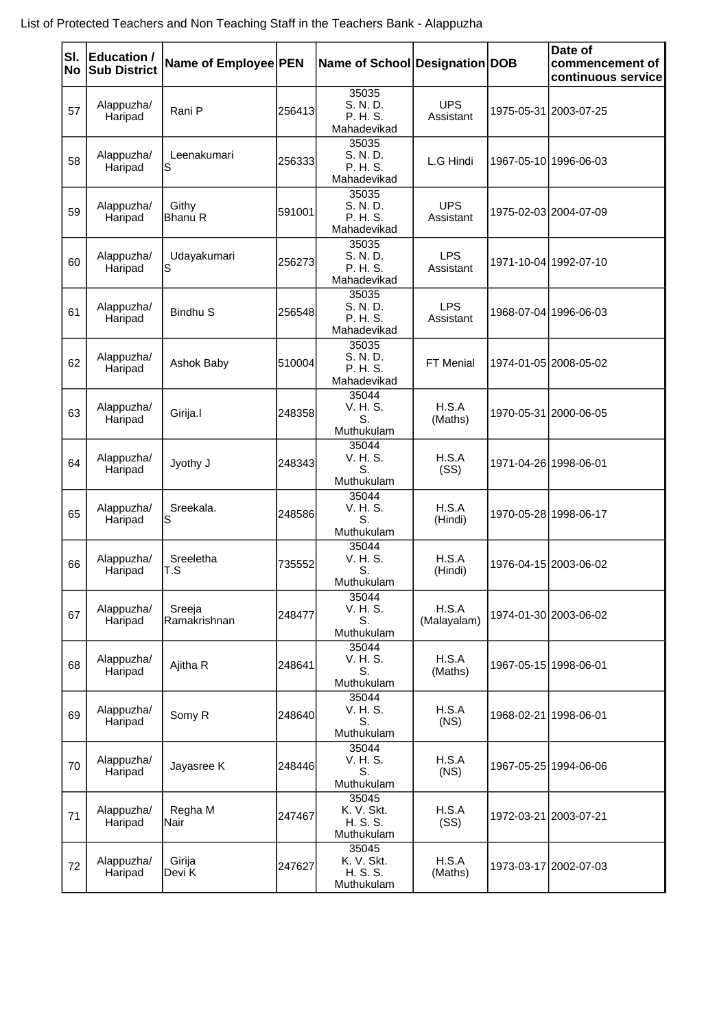List of Protected Teachers and Non Teaching Staff in the Teachers Bank - Alappuzha

| Sl. No | Education / Sub District | Name of Employee | PEN | Name of School | Designation | DOB | Date of commencement of continuous service |
|---|---|---|---|---|---|---|---|
| 57 | Alappuzha/ Haripad | Rani P | 256413 | 35035 S. N. D. P. H. S. Mahadevikad | UPS Assistant | 1975-05-31 | 2003-07-25 |
| 58 | Alappuzha/ Haripad | Leenakumari S | 256333 | 35035 S. N. D. P. H. S. Mahadevikad | L.G Hindi | 1967-05-10 | 1996-06-03 |
| 59 | Alappuzha/ Haripad | Githy Bhanu R | 591001 | 35035 S. N. D. P. H. S. Mahadevikad | UPS Assistant | 1975-02-03 | 2004-07-09 |
| 60 | Alappuzha/ Haripad | Udayakumari S | 256273 | 35035 S. N. D. P. H. S. Mahadevikad | LPS Assistant | 1971-10-04 | 1992-07-10 |
| 61 | Alappuzha/ Haripad | Bindhu S | 256548 | 35035 S. N. D. P. H. S. Mahadevikad | LPS Assistant | 1968-07-04 | 1996-06-03 |
| 62 | Alappuzha/ Haripad | Ashok Baby | 510004 | 35035 S. N. D. P. H. S. Mahadevikad | FT Menial | 1974-01-05 | 2008-05-02 |
| 63 | Alappuzha/ Haripad | Girija.I | 248358 | 35044 V. H. S. S. Muthukulam | H.S.A (Maths) | 1970-05-31 | 2000-06-05 |
| 64 | Alappuzha/ Haripad | Jyothy J | 248343 | 35044 V. H. S. S. Muthukulam | H.S.A (SS) | 1971-04-26 | 1998-06-01 |
| 65 | Alappuzha/ Haripad | Sreekala. S | 248586 | 35044 V. H. S. S. Muthukulam | H.S.A (Hindi) | 1970-05-28 | 1998-06-17 |
| 66 | Alappuzha/ Haripad | Sreeletha T.S | 735552 | 35044 V. H. S. S. Muthukulam | H.S.A (Hindi) | 1976-04-15 | 2003-06-02 |
| 67 | Alappuzha/ Haripad | Sreeja Ramakrishnan | 248477 | 35044 V. H. S. S. Muthukulam | H.S.A (Malayalam) | 1974-01-30 | 2003-06-02 |
| 68 | Alappuzha/ Haripad | Ajitha R | 248641 | 35044 V. H. S. S. Muthukulam | H.S.A (Maths) | 1967-05-15 | 1998-06-01 |
| 69 | Alappuzha/ Haripad | Somy R | 248640 | 35044 V. H. S. S. Muthukulam | H.S.A (NS) | 1968-02-21 | 1998-06-01 |
| 70 | Alappuzha/ Haripad | Jayasree K | 248446 | 35044 V. H. S. S. Muthukulam | H.S.A (NS) | 1967-05-25 | 1994-06-06 |
| 71 | Alappuzha/ Haripad | Regha M Nair | 247467 | 35045 K. V. Skt. H. S. S. Muthukulam | H.S.A (SS) | 1972-03-21 | 2003-07-21 |
| 72 | Alappuzha/ Haripad | Girija Devi K | 247627 | 35045 K. V. Skt. H. S. S. Muthukulam | H.S.A (Maths) | 1973-03-17 | 2002-07-03 |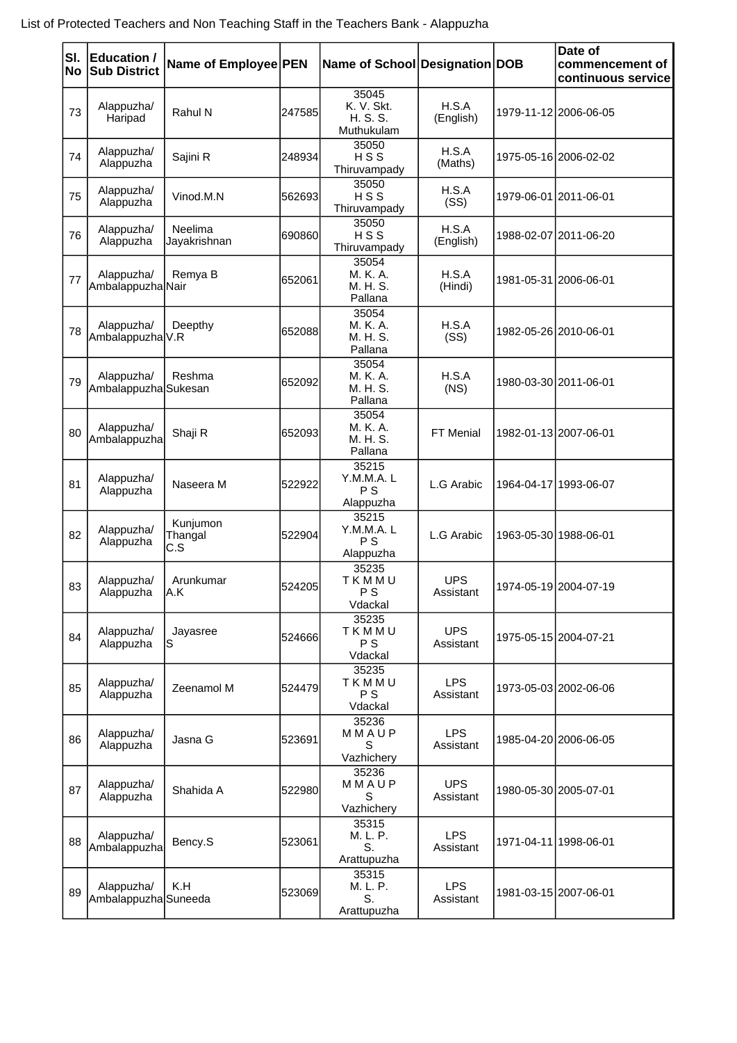List of Protected Teachers and Non Teaching Staff in the Teachers Bank - Alappuzha

| Sl. No | Education / Sub District | Name of Employee | PEN | Name of School | Designation | DOB | Date of commencement of continuous service |
|---|---|---|---|---|---|---|---|
| 73 | Alappuzha/ Haripad | Rahul N | 247585 | 35045 K. V. Skt. H. S. S. Muthukulam | H.S.A (English) | 1979-11-12 | 2006-06-05 |
| 74 | Alappuzha/ Alappuzha | Sajini R | 248934 | 35050 H S S Thiruvampady | H.S.A (Maths) | 1975-05-16 | 2006-02-02 |
| 75 | Alappuzha/ Alappuzha | Vinod.M.N | 562693 | 35050 H S S Thiruvampady | H.S.A (SS) | 1979-06-01 | 2011-06-01 |
| 76 | Alappuzha/ Alappuzha | Neelima Jayakrishnan | 690860 | 35050 H S S Thiruvampady | H.S.A (English) | 1988-02-07 | 2011-06-20 |
| 77 | Alappuzha/ Ambalappuzha | Remya B Nair | 652061 | 35054 M. K. A. M. H. S. Pallana | H.S.A (Hindi) | 1981-05-31 | 2006-06-01 |
| 78 | Alappuzha/ Ambalappuzha | Deepthy V.R | 652088 | 35054 M. K. A. M. H. S. Pallana | H.S.A (SS) | 1982-05-26 | 2010-06-01 |
| 79 | Alappuzha/ Ambalappuzha | Reshma Sukesan | 652092 | 35054 M. K. A. M. H. S. Pallana | H.S.A (NS) | 1980-03-30 | 2011-06-01 |
| 80 | Alappuzha/ Ambalappuzha | Shaji R | 652093 | 35054 M. K. A. M. H. S. Pallana | FT Menial | 1982-01-13 | 2007-06-01 |
| 81 | Alappuzha/ Alappuzha | Naseera M | 522922 | 35215 Y.M.M.A. L P S Alappuzha | L.G Arabic | 1964-04-17 | 1993-06-07 |
| 82 | Alappuzha/ Alappuzha | Kunjumon Thangal C.S | 522904 | 35215 Y.M.M.A. L P S Alappuzha | L.G Arabic | 1963-05-30 | 1988-06-01 |
| 83 | Alappuzha/ Alappuzha | Arunkumar A.K | 524205 | 35235 T K M M U P S Vdackal | UPS Assistant | 1974-05-19 | 2004-07-19 |
| 84 | Alappuzha/ Alappuzha | Jayasree S | 524666 | 35235 T K M M U P S Vdackal | UPS Assistant | 1975-05-15 | 2004-07-21 |
| 85 | Alappuzha/ Alappuzha | Zeenamol M | 524479 | 35235 T K M M U P S Vdackal | LPS Assistant | 1973-05-03 | 2002-06-06 |
| 86 | Alappuzha/ Alappuzha | Jasna G | 523691 | 35236 M M A U P S Vazhichery | LPS Assistant | 1985-04-20 | 2006-06-05 |
| 87 | Alappuzha/ Alappuzha | Shahida A | 522980 | 35236 M M A U P S Vazhichery | UPS Assistant | 1980-05-30 | 2005-07-01 |
| 88 | Alappuzha/ Ambalappuzha | Bency.S | 523061 | 35315 M. L. P. S. Arattupuzha | LPS Assistant | 1971-04-11 | 1998-06-01 |
| 89 | Alappuzha/ Ambalappuzha | K.H Suneeda | 523069 | 35315 M. L. P. S. Arattupuzha | LPS Assistant | 1981-03-15 | 2007-06-01 |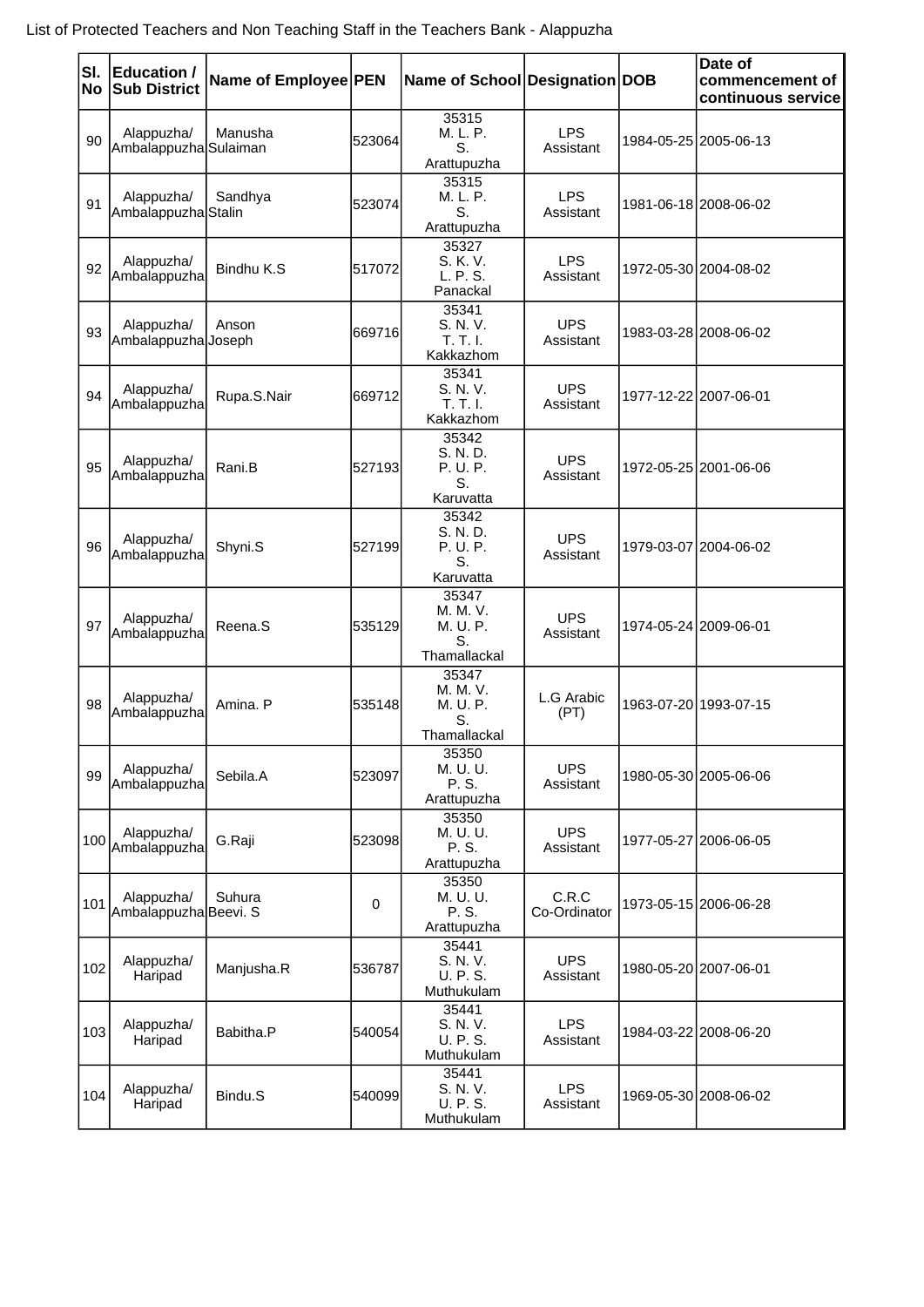List of Protected Teachers and Non Teaching Staff in the Teachers Bank - Alappuzha

| Sl. No | Education / Sub District | Name of Employee | PEN | Name of School | Designation | DOB | Date of commencement of continuous service |
|---|---|---|---|---|---|---|---|
| 90 | Alappuzha/ Ambalappuzha | Manusha Sulaiman | 523064 | 35315 M. L. P. S. Arattupuzha | LPS Assistant | 1984-05-25 | 2005-06-13 |
| 91 | Alappuzha/ Ambalappuzha | Sandhya Stalin | 523074 | 35315 M. L. P. S. Arattupuzha | LPS Assistant | 1981-06-18 | 2008-06-02 |
| 92 | Alappuzha/ Ambalappuzha | Bindhu K.S | 517072 | 35327 S. K. V. L. P. S. Panackal | LPS Assistant | 1972-05-30 | 2004-08-02 |
| 93 | Alappuzha/ Ambalappuzha | Anson Joseph | 669716 | 35341 S. N. V. T. T. I. Kakkazhom | UPS Assistant | 1983-03-28 | 2008-06-02 |
| 94 | Alappuzha/ Ambalappuzha | Rupa.S.Nair | 669712 | 35341 S. N. V. T. T. I. Kakkazhom | UPS Assistant | 1977-12-22 | 2007-06-01 |
| 95 | Alappuzha/ Ambalappuzha | Rani.B | 527193 | 35342 S. N. D. P. U. P. S. Karuvatta | UPS Assistant | 1972-05-25 | 2001-06-06 |
| 96 | Alappuzha/ Ambalappuzha | Shyni.S | 527199 | 35342 S. N. D. P. U. P. S. Karuvatta | UPS Assistant | 1979-03-07 | 2004-06-02 |
| 97 | Alappuzha/ Ambalappuzha | Reena.S | 535129 | 35347 M. M. V. M. U. P. S. Thamallackal | UPS Assistant | 1974-05-24 | 2009-06-01 |
| 98 | Alappuzha/ Ambalappuzha | Amina. P | 535148 | 35347 M. M. V. M. U. P. S. Thamallackal | L.G Arabic (PT) | 1963-07-20 | 1993-07-15 |
| 99 | Alappuzha/ Ambalappuzha | Sebila.A | 523097 | 35350 M. U. U. P. S. Arattupuzha | UPS Assistant | 1980-05-30 | 2005-06-06 |
| 100 | Alappuzha/ Ambalappuzha | G.Raji | 523098 | 35350 M. U. U. P. S. Arattupuzha | UPS Assistant | 1977-05-27 | 2006-06-05 |
| 101 | Alappuzha/ Ambalappuzha | Suhura Beevi. S | 0 | 35350 M. U. U. P. S. Arattupuzha | C.R.C Co-Ordinator | 1973-05-15 | 2006-06-28 |
| 102 | Alappuzha/ Haripad | Manjusha.R | 536787 | 35441 S. N. V. U. P. S. Muthukulam | UPS Assistant | 1980-05-20 | 2007-06-01 |
| 103 | Alappuzha/ Haripad | Babitha.P | 540054 | 35441 S. N. V. U. P. S. Muthukulam | LPS Assistant | 1984-03-22 | 2008-06-20 |
| 104 | Alappuzha/ Haripad | Bindu.S | 540099 | 35441 S. N. V. U. P. S. Muthukulam | LPS Assistant | 1969-05-30 | 2008-06-02 |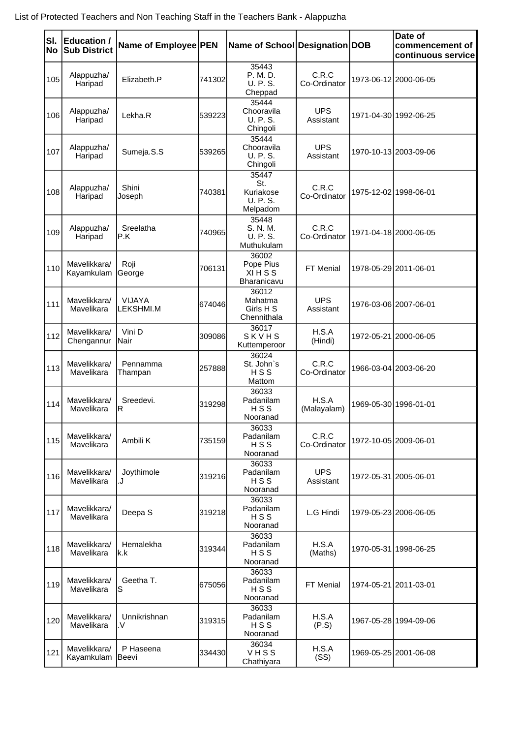List of Protected Teachers and Non Teaching Staff in the Teachers Bank - Alappuzha

| Sl. No | Education / Sub District | Name of Employee | PEN | Name of School | Designation | DOB | Date of commencement of continuous service |
|---|---|---|---|---|---|---|---|
| 105 | Alappuzha/ Haripad | Elizabeth.P | 741302 | 35443 P. M. D. U. P. S. Cheppad | C.R.C Co-Ordinator | 1973-06-12 | 2000-06-05 |
| 106 | Alappuzha/ Haripad | Lekha.R | 539223 | 35444 Chooravila U. P. S. Chingoli | UPS Assistant | 1971-04-30 | 1992-06-25 |
| 107 | Alappuzha/ Haripad | Sumeja.S.S | 539265 | 35444 Chooravila U. P. S. Chingoli | UPS Assistant | 1970-10-13 | 2003-09-06 |
| 108 | Alappuzha/ Haripad | Shini Joseph | 740381 | 35447 St. Kuriakose U. P. S. Melpadom | C.R.C Co-Ordinator | 1975-12-02 | 1998-06-01 |
| 109 | Alappuzha/ Haripad | Sreelatha P.K | 740965 | 35448 S. N. M. U. P. S. Muthukulam | C.R.C Co-Ordinator | 1971-04-18 | 2000-06-05 |
| 110 | Mavelikkara/ Kayamkulam | Roji George | 706131 | 36002 Pope Pius XI H S S Bharanicavu | FT Menial | 1978-05-29 | 2011-06-01 |
| 111 | Mavelikkara/ Mavelikara | VIJAYA LEKSHMI.M | 674046 | 36012 Mahatma Girls H S Chennithala | UPS Assistant | 1976-03-06 | 2007-06-01 |
| 112 | Mavelikkara/ Chengannur | Vini D Nair | 309086 | 36017 S K V H S Kuttemperoor | H.S.A (Hindi) | 1972-05-21 | 2000-06-05 |
| 113 | Mavelikkara/ Mavelikara | Pennamma Thampan | 257888 | 36024 St. John`s H S S Mattom | C.R.C Co-Ordinator | 1966-03-04 | 2003-06-20 |
| 114 | Mavelikkara/ Mavelikara | Sreedevi. R | 319298 | 36033 Padanilam H S S Nooranad | H.S.A (Malayalam) | 1969-05-30 | 1996-01-01 |
| 115 | Mavelikkara/ Mavelikara | Ambili K | 735159 | 36033 Padanilam H S S Nooranad | C.R.C Co-Ordinator | 1972-10-05 | 2009-06-01 |
| 116 | Mavelikkara/ Mavelikara | Joythimole .J | 319216 | 36033 Padanilam H S S Nooranad | UPS Assistant | 1972-05-31 | 2005-06-01 |
| 117 | Mavelikkara/ Mavelikara | Deepa S | 319218 | 36033 Padanilam H S S Nooranad | L.G Hindi | 1979-05-23 | 2006-06-05 |
| 118 | Mavelikkara/ Mavelikara | Hemalekha k.k | 319344 | 36033 Padanilam H S S Nooranad | H.S.A (Maths) | 1970-05-31 | 1998-06-25 |
| 119 | Mavelikkara/ Mavelikara | Geetha T. S | 675056 | 36033 Padanilam H S S Nooranad | FT Menial | 1974-05-21 | 2011-03-01 |
| 120 | Mavelikkara/ Mavelikara | Unnikrishnan .V | 319315 | 36033 Padanilam H S S Nooranad | H.S.A (P.S) | 1967-05-28 | 1994-09-06 |
| 121 | Mavelikkara/ Kayamkulam | P Haseena Beevi | 334430 | 36034 V H S S Chathiyara | H.S.A (SS) | 1969-05-25 | 2001-06-08 |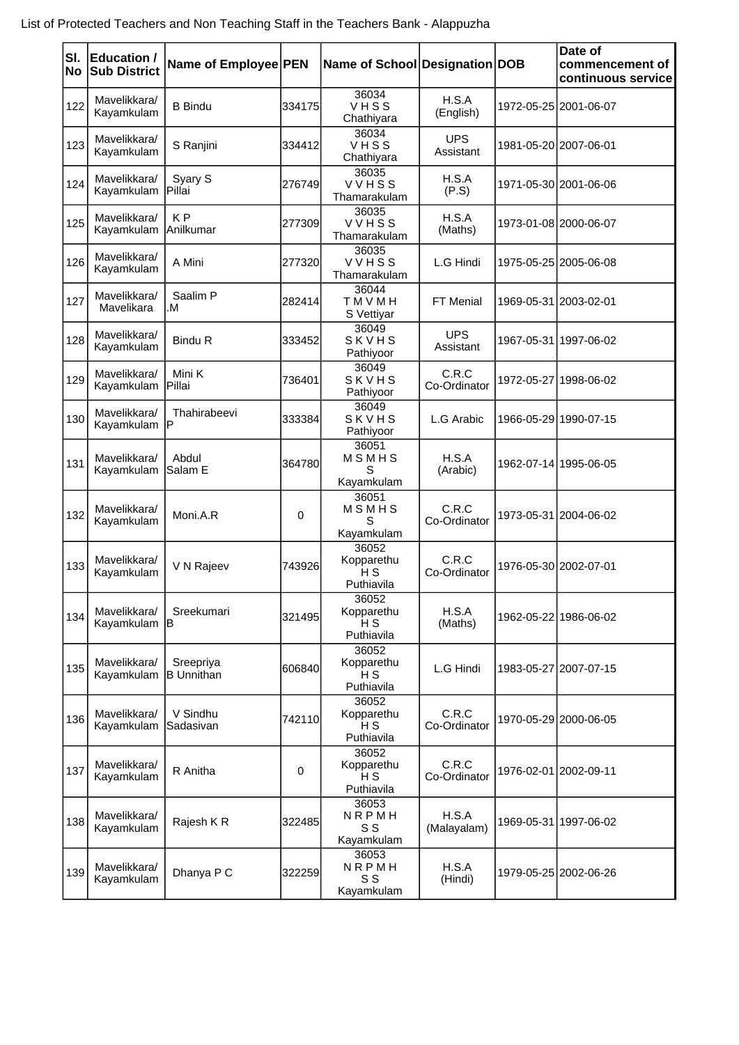List of Protected Teachers and Non Teaching Staff in the Teachers Bank - Alappuzha

| Sl. No | Education / Sub District | Name of Employee | PEN | Name of School | Designation | DOB | Date of commencement of continuous service |
|---|---|---|---|---|---|---|---|
| 122 | Mavelikkara/ Kayamkulam | B Bindu | 334175 | 36034 V H S S Chathiyara | H.S.A (English) | 1972-05-25 | 2001-06-07 |
| 123 | Mavelikkara/ Kayamkulam | S Ranjini | 334412 | 36034 V H S S Chathiyara | UPS Assistant | 1981-05-20 | 2007-06-01 |
| 124 | Mavelikkara/ Kayamkulam | Syary S Pillai | 276749 | 36035 V V H S S Thamarakulam | H.S.A (P.S) | 1971-05-30 | 2001-06-06 |
| 125 | Mavelikkara/ Kayamkulam | K P Anilkumar | 277309 | 36035 V V H S S Thamarakulam | H.S.A (Maths) | 1973-01-08 | 2000-06-07 |
| 126 | Mavelikkara/ Kayamkulam | A Mini | 277320 | 36035 V V H S S Thamarakulam | L.G Hindi | 1975-05-25 | 2005-06-08 |
| 127 | Mavelikkara/ Mavelikara | Saalim P .M | 282414 | 36044 T M V M H S Vettiyar | FT Menial | 1969-05-31 | 2003-02-01 |
| 128 | Mavelikkara/ Kayamkulam | Bindu R | 333452 | 36049 S K V H S Pathiyoor | UPS Assistant | 1967-05-31 | 1997-06-02 |
| 129 | Mavelikkara/ Kayamkulam | Mini K Pillai | 736401 | 36049 S K V H S Pathiyoor | C.R.C Co-Ordinator | 1972-05-27 | 1998-06-02 |
| 130 | Mavelikkara/ Kayamkulam | Thahirabeevi P | 333384 | 36049 S K V H S Pathiyoor | L.G Arabic | 1966-05-29 | 1990-07-15 |
| 131 | Mavelikkara/ Kayamkulam | Abdul Salam E | 364780 | 36051 M S M H S S Kayamkulam | H.S.A (Arabic) | 1962-07-14 | 1995-06-05 |
| 132 | Mavelikkara/ Kayamkulam | Moni.A.R | 0 | 36051 M S M H S S Kayamkulam | C.R.C Co-Ordinator | 1973-05-31 | 2004-06-02 |
| 133 | Mavelikkara/ Kayamkulam | V N Rajeev | 743926 | 36052 Kopparethu H S Puthiavila | C.R.C Co-Ordinator | 1976-05-30 | 2002-07-01 |
| 134 | Mavelikkara/ Kayamkulam | Sreekumari B | 321495 | 36052 Kopparethu H S Puthiavila | H.S.A (Maths) | 1962-05-22 | 1986-06-02 |
| 135 | Mavelikkara/ Kayamkulam | Sreepriya B Unnithan | 606840 | 36052 Kopparethu H S Puthiavila | L.G Hindi | 1983-05-27 | 2007-07-15 |
| 136 | Mavelikkara/ Kayamkulam | V Sindhu Sadasivan | 742110 | 36052 Kopparethu H S Puthiavila | C.R.C Co-Ordinator | 1970-05-29 | 2000-06-05 |
| 137 | Mavelikkara/ Kayamkulam | R Anitha | 0 | 36052 Kopparethu H S Puthiavila | C.R.C Co-Ordinator | 1976-02-01 | 2002-09-11 |
| 138 | Mavelikkara/ Kayamkulam | Rajesh K R | 322485 | 36053 N R P M H S S Kayamkulam | H.S.A (Malayalam) | 1969-05-31 | 1997-06-02 |
| 139 | Mavelikkara/ Kayamkulam | Dhanya P C | 322259 | 36053 N R P M H S S Kayamkulam | H.S.A (Hindi) | 1979-05-25 | 2002-06-26 |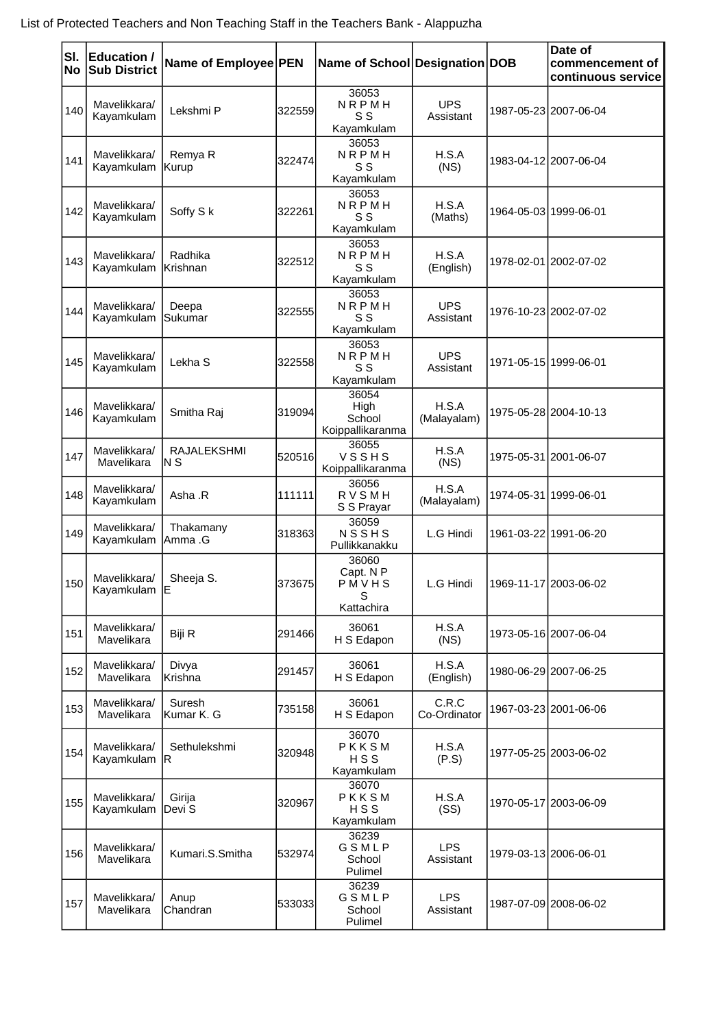List of Protected Teachers and Non Teaching Staff in the Teachers Bank - Alappuzha

| Sl. No | Education / Sub District | Name of Employee | PEN | Name of School | Designation | DOB | Date of commencement of continuous service |
|---|---|---|---|---|---|---|---|
| 140 | Mavelikkara/ Kayamkulam | Lekshmi P | 322559 | 36053 N R P M H S S Kayamkulam | UPS Assistant | 1987-05-23 | 2007-06-04 |
| 141 | Mavelikkara/ Kayamkulam | Remya R Kurup | 322474 | 36053 N R P M H S S Kayamkulam | H.S.A (NS) | 1983-04-12 | 2007-06-04 |
| 142 | Mavelikkara/ Kayamkulam | Soffy S k | 322261 | 36053 N R P M H S S Kayamkulam | H.S.A (Maths) | 1964-05-03 | 1999-06-01 |
| 143 | Mavelikkara/ Kayamkulam | Radhika Krishnan | 322512 | 36053 N R P M H S S Kayamkulam | H.S.A (English) | 1978-02-01 | 2002-07-02 |
| 144 | Mavelikkara/ Kayamkulam | Deepa Sukumar | 322555 | 36053 N R P M H S S Kayamkulam | UPS Assistant | 1976-10-23 | 2002-07-02 |
| 145 | Mavelikkara/ Kayamkulam | Lekha S | 322558 | 36053 N R P M H S S Kayamkulam | UPS Assistant | 1971-05-15 | 1999-06-01 |
| 146 | Mavelikkara/ Kayamkulam | Smitha Raj | 319094 | 36054 High School Koippallikaranma | H.S.A (Malayalam) | 1975-05-28 | 2004-10-13 |
| 147 | Mavelikkara/ Mavelikara | RAJALEKSHMI N S | 520516 | 36055 V S S H S Koippallikaranma | H.S.A (NS) | 1975-05-31 | 2001-06-07 |
| 148 | Mavelikkara/ Kayamkulam | Asha .R | 111111 | 36056 R V S M H S S Prayar | H.S.A (Malayalam) | 1974-05-31 | 1999-06-01 |
| 149 | Mavelikkara/ Kayamkulam | Thakamany Amma .G | 318363 | 36059 N S S H S Pullikkanakku | L.G Hindi | 1961-03-22 | 1991-06-20 |
| 150 | Mavelikkara/ Kayamkulam | Sheeja S. E | 373675 | 36060 Capt. N P P M V H S S Kattachira | L.G Hindi | 1969-11-17 | 2003-06-02 |
| 151 | Mavelikkara/ Mavelikara | Biji R | 291466 | 36061 H S Edapon | H.S.A (NS) | 1973-05-16 | 2007-06-04 |
| 152 | Mavelikkara/ Mavelikara | Divya Krishna | 291457 | 36061 H S Edapon | H.S.A (English) | 1980-06-29 | 2007-06-25 |
| 153 | Mavelikkara/ Mavelikara | Suresh Kumar K. G | 735158 | 36061 H S Edapon | C.R.C Co-Ordinator | 1967-03-23 | 2001-06-06 |
| 154 | Mavelikkara/ Kayamkulam | Sethulekshmi R | 320948 | 36070 P K K S M H S S Kayamkulam | H.S.A (P.S) | 1977-05-25 | 2003-06-02 |
| 155 | Mavelikkara/ Kayamkulam | Girija Devi S | 320967 | 36070 P K K S M H S S Kayamkulam | H.S.A (SS) | 1970-05-17 | 2003-06-09 |
| 156 | Mavelikkara/ Mavelikara | Kumari.S.Smitha | 532974 | 36239 G S M L P School Pulimel | LPS Assistant | 1979-03-13 | 2006-06-01 |
| 157 | Mavelikkara/ Mavelikara | Anup Chandran | 533033 | 36239 G S M L P School Pulimel | LPS Assistant | 1987-07-09 | 2008-06-02 |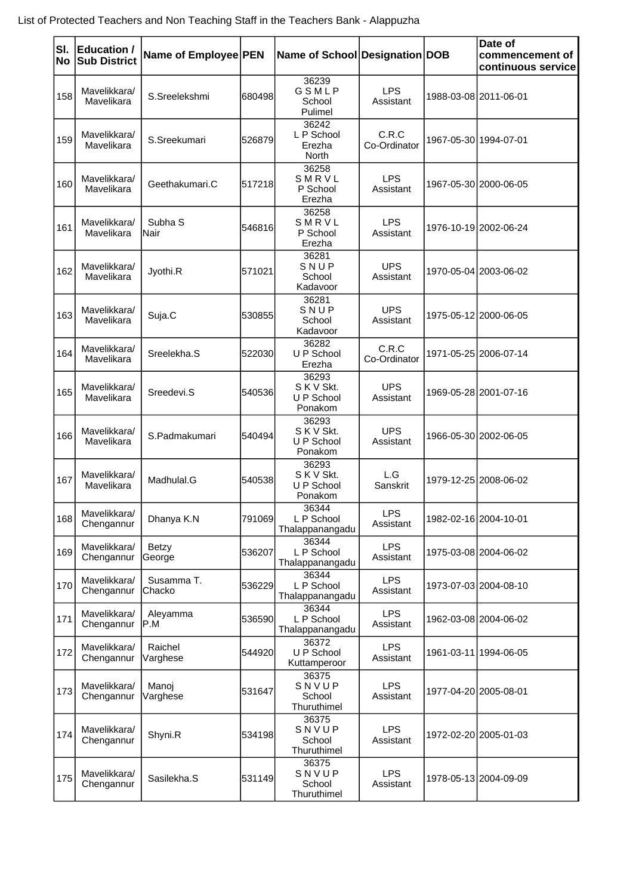List of Protected Teachers and Non Teaching Staff in the Teachers Bank - Alappuzha

| Sl. No | Education / Sub District | Name of Employee | PEN | Name of School | Designation | DOB | Date of commencement of continuous service |
|---|---|---|---|---|---|---|---|
| 158 | Mavelikkara/ Mavelikara | S.Sreelekshmi | 680498 | 36239 G S M L P School Pulimel | LPS Assistant | 1988-03-08 | 2011-06-01 |
| 159 | Mavelikkara/ Mavelikara | S.Sreekumari | 526879 | 36242 L P School Erezha North | C.R.C Co-Ordinator | 1967-05-30 | 1994-07-01 |
| 160 | Mavelikkara/ Mavelikara | Geethakumari.C | 517218 | 36258 S M R V L P School Erezha | LPS Assistant | 1967-05-30 | 2000-06-05 |
| 161 | Mavelikkara/ Mavelikara | Subha S Nair | 546816 | 36258 S M R V L P School Erezha | LPS Assistant | 1976-10-19 | 2002-06-24 |
| 162 | Mavelikkara/ Mavelikara | Jyothi.R | 571021 | 36281 S N U P School Kadavoor | UPS Assistant | 1970-05-04 | 2003-06-02 |
| 163 | Mavelikkara/ Mavelikara | Suja.C | 530855 | 36281 S N U P School Kadavoor | UPS Assistant | 1975-05-12 | 2000-06-05 |
| 164 | Mavelikkara/ Mavelikara | Sreelekha.S | 522030 | 36282 U P School Erezha | C.R.C Co-Ordinator | 1971-05-25 | 2006-07-14 |
| 165 | Mavelikkara/ Mavelikara | Sreedevi.S | 540536 | 36293 S K V Skt. U P School Ponakom | UPS Assistant | 1969-05-28 | 2001-07-16 |
| 166 | Mavelikkara/ Mavelikara | S.Padmakumari | 540494 | 36293 S K V Skt. U P School Ponakom | UPS Assistant | 1966-05-30 | 2002-06-05 |
| 167 | Mavelikkara/ Mavelikara | Madhulal.G | 540538 | 36293 S K V Skt. U P School Ponakom | L.G Sanskrit | 1979-12-25 | 2008-06-02 |
| 168 | Mavelikkara/ Chengannur | Dhanya K.N | 791069 | 36344 L P School Thalappanangadu | LPS Assistant | 1982-02-16 | 2004-10-01 |
| 169 | Mavelikkara/ Chengannur | Betzy George | 536207 | 36344 L P School Thalappanangadu | LPS Assistant | 1975-03-08 | 2004-06-02 |
| 170 | Mavelikkara/ Chengannur | Susamma T. Chacko | 536229 | 36344 L P School Thalappanangadu | LPS Assistant | 1973-07-03 | 2004-08-10 |
| 171 | Mavelikkara/ Chengannur | Aleyamma P.M | 536590 | 36344 L P School Thalappanangadu | LPS Assistant | 1962-03-08 | 2004-06-02 |
| 172 | Mavelikkara/ Chengannur | Raichel Varghese | 544920 | 36372 U P School Kuttamperoor | LPS Assistant | 1961-03-11 | 1994-06-05 |
| 173 | Mavelikkara/ Chengannur | Manoj Varghese | 531647 | 36375 S N V U P School Thuruthimel | LPS Assistant | 1977-04-20 | 2005-08-01 |
| 174 | Mavelikkara/ Chengannur | Shyni.R | 534198 | 36375 S N V U P School Thuruthimel | LPS Assistant | 1972-02-20 | 2005-01-03 |
| 175 | Mavelikkara/ Chengannur | Sasilekha.S | 531149 | 36375 S N V U P School Thuruthimel | LPS Assistant | 1978-05-13 | 2004-09-09 |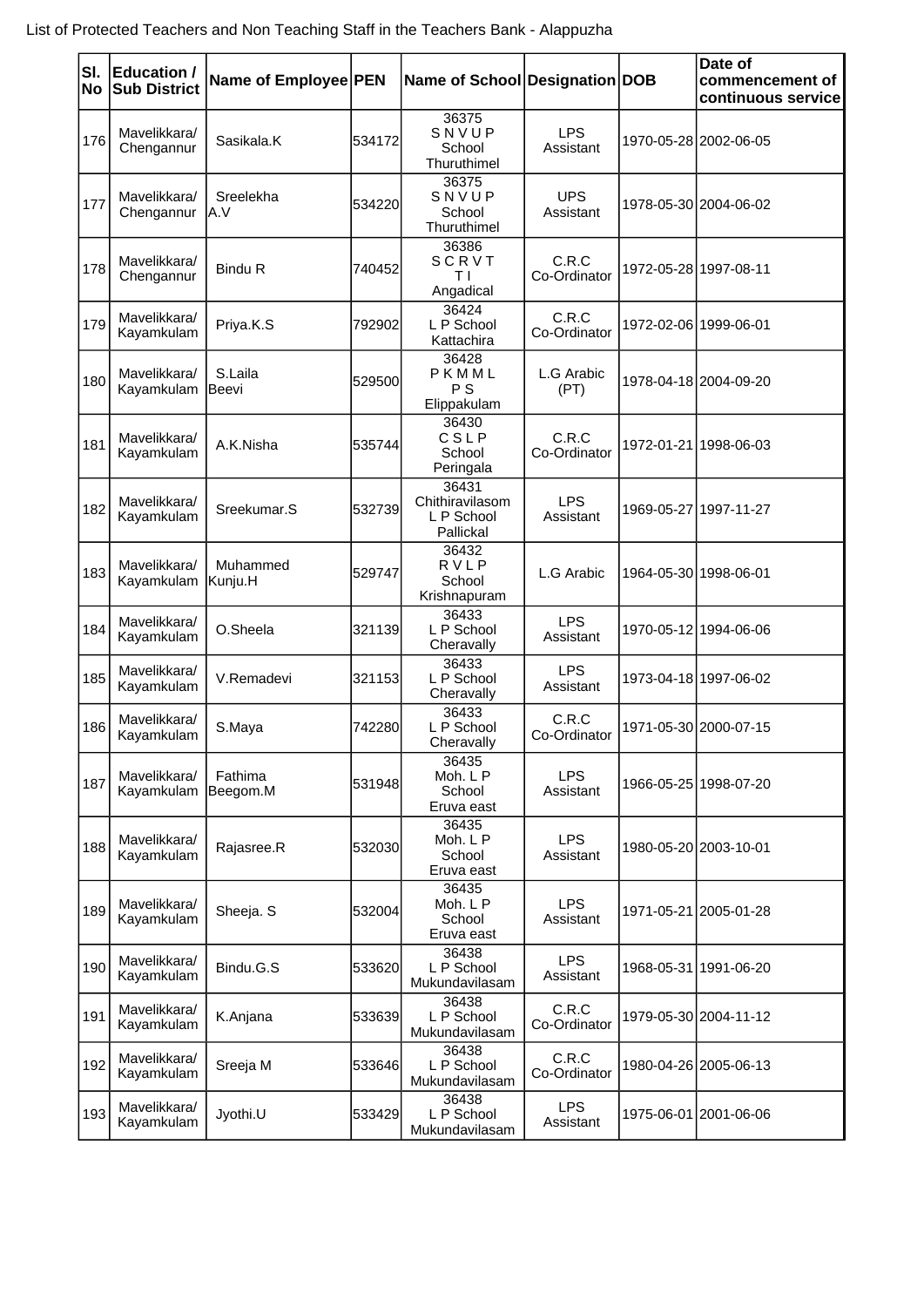List of Protected Teachers and Non Teaching Staff in the Teachers Bank - Alappuzha

| Sl. No | Education / Sub District | Name of Employee | PEN | Name of School | Designation | DOB | Date of commencement of continuous service |
|---|---|---|---|---|---|---|---|
| 176 | Mavelikkara/ Chengannur | Sasikala.K | 534172 | 36375 S N V U P School Thuruthimel | LPS Assistant | 1970-05-28 | 2002-06-05 |
| 177 | Mavelikkara/ Chengannur | Sreelekha A.V | 534220 | 36375 S N V U P School Thuruthimel | UPS Assistant | 1978-05-30 | 2004-06-02 |
| 178 | Mavelikkara/ Chengannur | Bindu R | 740452 | 36386 S C R V T T I Angadical | C.R.C Co-Ordinator | 1972-05-28 | 1997-08-11 |
| 179 | Mavelikkara/ Kayamkulam | Priya.K.S | 792902 | 36424 L P School Kattachira | C.R.C Co-Ordinator | 1972-02-06 | 1999-06-01 |
| 180 | Mavelikkara/ Kayamkulam | S.Laila Beevi | 529500 | 36428 P K M M L P S Elippakulam | L.G Arabic (PT) | 1978-04-18 | 2004-09-20 |
| 181 | Mavelikkara/ Kayamkulam | A.K.Nisha | 535744 | 36430 C S L P School Peringala | C.R.C Co-Ordinator | 1972-01-21 | 1998-06-03 |
| 182 | Mavelikkara/ Kayamkulam | Sreekumar.S | 532739 | 36431 Chithiravilasom L P School Pallickal | LPS Assistant | 1969-05-27 | 1997-11-27 |
| 183 | Mavelikkara/ Kayamkulam | Muhammed Kunju.H | 529747 | 36432 R V L P School Krishnapuram | L.G Arabic | 1964-05-30 | 1998-06-01 |
| 184 | Mavelikkara/ Kayamkulam | O.Sheela | 321139 | 36433 L P School Cheravally | LPS Assistant | 1970-05-12 | 1994-06-06 |
| 185 | Mavelikkara/ Kayamkulam | V.Remadevi | 321153 | 36433 L P School Cheravally | LPS Assistant | 1973-04-18 | 1997-06-02 |
| 186 | Mavelikkara/ Kayamkulam | S.Maya | 742280 | 36433 L P School Cheravally | C.R.C Co-Ordinator | 1971-05-30 | 2000-07-15 |
| 187 | Mavelikkara/ Kayamkulam | Fathima Beegom.M | 531948 | 36435 Moh. L P School Eruva east | LPS Assistant | 1966-05-25 | 1998-07-20 |
| 188 | Mavelikkara/ Kayamkulam | Rajasree.R | 532030 | 36435 Moh. L P School Eruva east | LPS Assistant | 1980-05-20 | 2003-10-01 |
| 189 | Mavelikkara/ Kayamkulam | Sheeja. S | 532004 | 36435 Moh. L P School Eruva east | LPS Assistant | 1971-05-21 | 2005-01-28 |
| 190 | Mavelikkara/ Kayamkulam | Bindu.G.S | 533620 | 36438 L P School Mukundavilasam | LPS Assistant | 1968-05-31 | 1991-06-20 |
| 191 | Mavelikkara/ Kayamkulam | K.Anjana | 533639 | 36438 L P School Mukundavilasam | C.R.C Co-Ordinator | 1979-05-30 | 2004-11-12 |
| 192 | Mavelikkara/ Kayamkulam | Sreeja M | 533646 | 36438 L P School Mukundavilasam | C.R.C Co-Ordinator | 1980-04-26 | 2005-06-13 |
| 193 | Mavelikkara/ Kayamkulam | Jyothi.U | 533429 | 36438 L P School Mukundavilasam | LPS Assistant | 1975-06-01 | 2001-06-06 |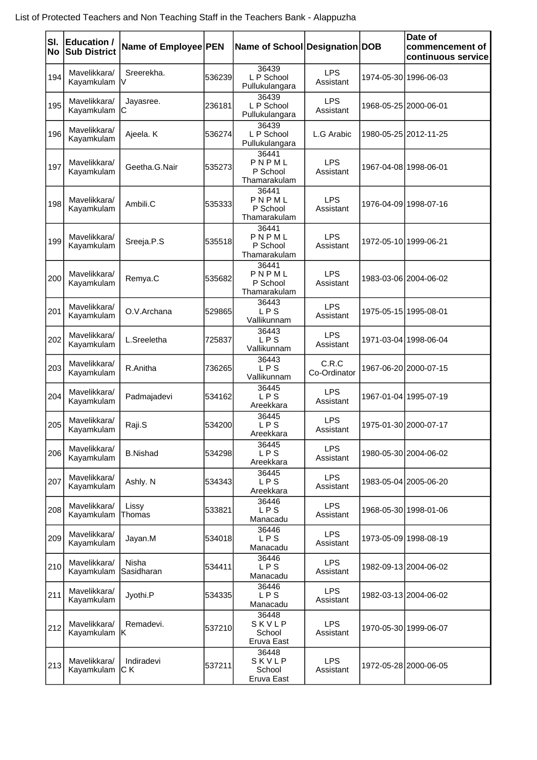List of Protected Teachers and Non Teaching Staff in the Teachers Bank - Alappuzha

| Sl. No | Education / Sub District | Name of Employee | PEN | Name of School | Designation | DOB | Date of commencement of continuous service |
|---|---|---|---|---|---|---|---|
| 194 | Mavelikkara/ Kayamkulam | Sreerekha. V | 536239 | 36439 L P School Pullukulangara | LPS Assistant | 1974-05-30 | 1996-06-03 |
| 195 | Mavelikkara/ Kayamkulam | Jayasree. C | 236181 | 36439 L P School Pullukulangara | LPS Assistant | 1968-05-25 | 2000-06-01 |
| 196 | Mavelikkara/ Kayamkulam | Ajeela. K | 536274 | 36439 L P School Pullukulangara | L.G Arabic | 1980-05-25 | 2012-11-25 |
| 197 | Mavelikkara/ Kayamkulam | Geetha.G.Nair | 535273 | 36441 P N P M L P School Thamarakulam | LPS Assistant | 1967-04-08 | 1998-06-01 |
| 198 | Mavelikkara/ Kayamkulam | Ambili.C | 535333 | 36441 P N P M L P School Thamarakulam | LPS Assistant | 1976-04-09 | 1998-07-16 |
| 199 | Mavelikkara/ Kayamkulam | Sreeja.P.S | 535518 | 36441 P N P M L P School Thamarakulam | LPS Assistant | 1972-05-10 | 1999-06-21 |
| 200 | Mavelikkara/ Kayamkulam | Remya.C | 535682 | 36441 P N P M L P School Thamarakulam | LPS Assistant | 1983-03-06 | 2004-06-02 |
| 201 | Mavelikkara/ Kayamkulam | O.V.Archana | 529865 | 36443 L P S Vallikunnam | LPS Assistant | 1975-05-15 | 1995-08-01 |
| 202 | Mavelikkara/ Kayamkulam | L.Sreeletha | 725837 | 36443 L P S Vallikunnam | LPS Assistant | 1971-03-04 | 1998-06-04 |
| 203 | Mavelikkara/ Kayamkulam | R.Anitha | 736265 | 36443 L P S Vallikunnam | C.R.C Co-Ordinator | 1967-06-20 | 2000-07-15 |
| 204 | Mavelikkara/ Kayamkulam | Padmajadevi | 534162 | 36445 L P S Areekkara | LPS Assistant | 1967-01-04 | 1995-07-19 |
| 205 | Mavelikkara/ Kayamkulam | Raji.S | 534200 | 36445 L P S Areekkara | LPS Assistant | 1975-01-30 | 2000-07-17 |
| 206 | Mavelikkara/ Kayamkulam | B.Nishad | 534298 | 36445 L P S Areekkara | LPS Assistant | 1980-05-30 | 2004-06-02 |
| 207 | Mavelikkara/ Kayamkulam | Ashly. N | 534343 | 36445 L P S Areekkara | LPS Assistant | 1983-05-04 | 2005-06-20 |
| 208 | Mavelikkara/ Kayamkulam | Lissy Thomas | 533821 | 36446 L P S Manacadu | LPS Assistant | 1968-05-30 | 1998-01-06 |
| 209 | Mavelikkara/ Kayamkulam | Jayan.M | 534018 | 36446 L P S Manacadu | LPS Assistant | 1973-05-09 | 1998-08-19 |
| 210 | Mavelikkara/ Kayamkulam | Nisha Sasidharan | 534411 | 36446 L P S Manacadu | LPS Assistant | 1982-09-13 | 2004-06-02 |
| 211 | Mavelikkara/ Kayamkulam | Jyothi.P | 534335 | 36446 L P S Manacadu | LPS Assistant | 1982-03-13 | 2004-06-02 |
| 212 | Mavelikkara/ Kayamkulam | Remadevi. K | 537210 | 36448 S K V L P School Eruva East | LPS Assistant | 1970-05-30 | 1999-06-07 |
| 213 | Mavelikkara/ Kayamkulam | Indiradevi C K | 537211 | 36448 S K V L P School Eruva East | LPS Assistant | 1972-05-28 | 2000-06-05 |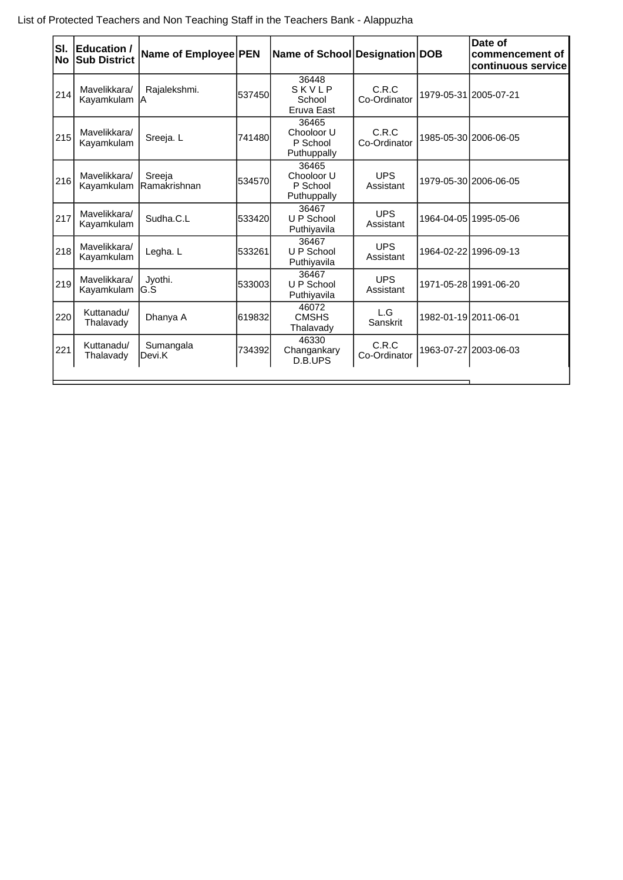List of Protected Teachers and Non Teaching Staff in the Teachers Bank - Alappuzha

| Sl. No | Education / Sub District | Name of Employee | PEN | Name of School | Designation | DOB | Date of commencement of continuous service |
|---|---|---|---|---|---|---|---|
| 214 | Mavelikkara/ Kayamkulam | Rajalekshmi. A | 537450 | 36448 S K V L P School Eruva East | C.R.C Co-Ordinator | 1979-05-31 | 2005-07-21 |
| 215 | Mavelikkara/ Kayamkulam | Sreeja. L | 741480 | 36465 Chooloor U P School Puthuppally | C.R.C Co-Ordinator | 1985-05-30 | 2006-06-05 |
| 216 | Mavelikkara/ Kayamkulam | Sreeja Ramakrishnan | 534570 | 36465 Chooloor U P School Puthuppally | UPS Assistant | 1979-05-30 | 2006-06-05 |
| 217 | Mavelikkara/ Kayamkulam | Sudha.C.L | 533420 | 36467 U P School Puthiyavila | UPS Assistant | 1964-04-05 | 1995-05-06 |
| 218 | Mavelikkara/ Kayamkulam | Legha. L | 533261 | 36467 U P School Puthiyavila | UPS Assistant | 1964-02-22 | 1996-09-13 |
| 219 | Mavelikkara/ Kayamkulam | Jyothi. G.S | 533003 | 36467 U P School Puthiyavila | UPS Assistant | 1971-05-28 | 1991-06-20 |
| 220 | Kuttanadu/ Thalavady | Dhanya A | 619832 | 46072 CMSHS Thalavady | L.G Sanskrit | 1982-01-19 | 2011-06-01 |
| 221 | Kuttanadu/ Thalavady | Sumangala Devi.K | 734392 | 46330 Changankary D.B.UPS | C.R.C Co-Ordinator | 1963-07-27 | 2003-06-03 |